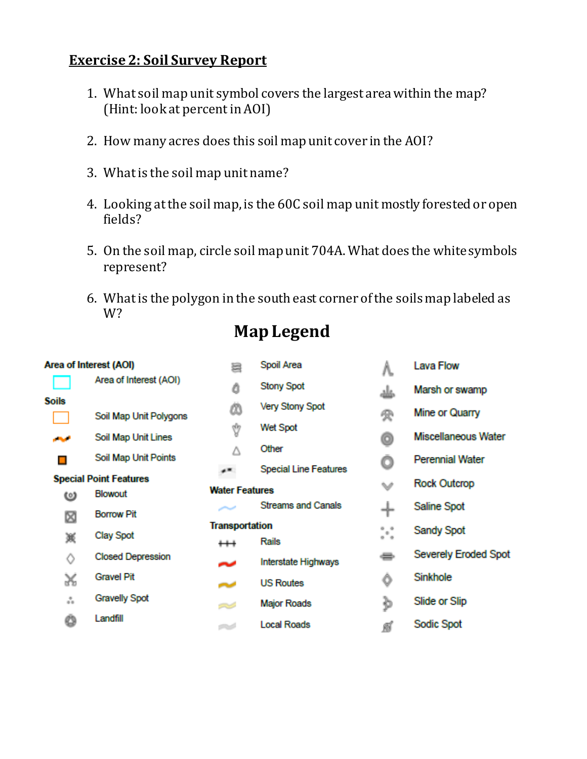## Exercise 2: Soil Survey Report

1. What soil map unit symbol covers the largest area within the map? (Hint: look at percent in AOI)

2. How many acres does this soil map unit cover in the AOI?

3. What is the soil map unit name?

4. Looking at the soil map, is the 60C soil map unit mostly forested or open fields?

5. On the soil map, circle soil map unit 704A. What does the white symbols represent?

6. What is the polygon in the south east corner of the soils map labeled as W?

# Map Legend

**Area of Interest (AOI)**

Area of Interest (AOI)

**Soils**

Soil Map Unit Polygons

Soil Map Unit Lines

Soil Map Unit Points

**Special Point Features**

Blowout

Borrow Pit

Clay Spot

Closed Depression

Gravel Pit

Gravelly Spot

Landfill

Spoil Area

Stony Spot

Very Stony Spot

Wet Spot

Other

Special Line Features

**Water Features**

Streams and Canals

**Transportation**

Rails

Interstate Highways

US Routes

Major Roads

Local Roads

Lava Flow

Marsh or swamp

Mine or Quarry

Miscellaneous Water

Perennial Water

Rock Outcrop

Saline Spot

Sandy Spot

Severely Eroded Spot

Sinkhole

Slide or Slip

Sodic Spot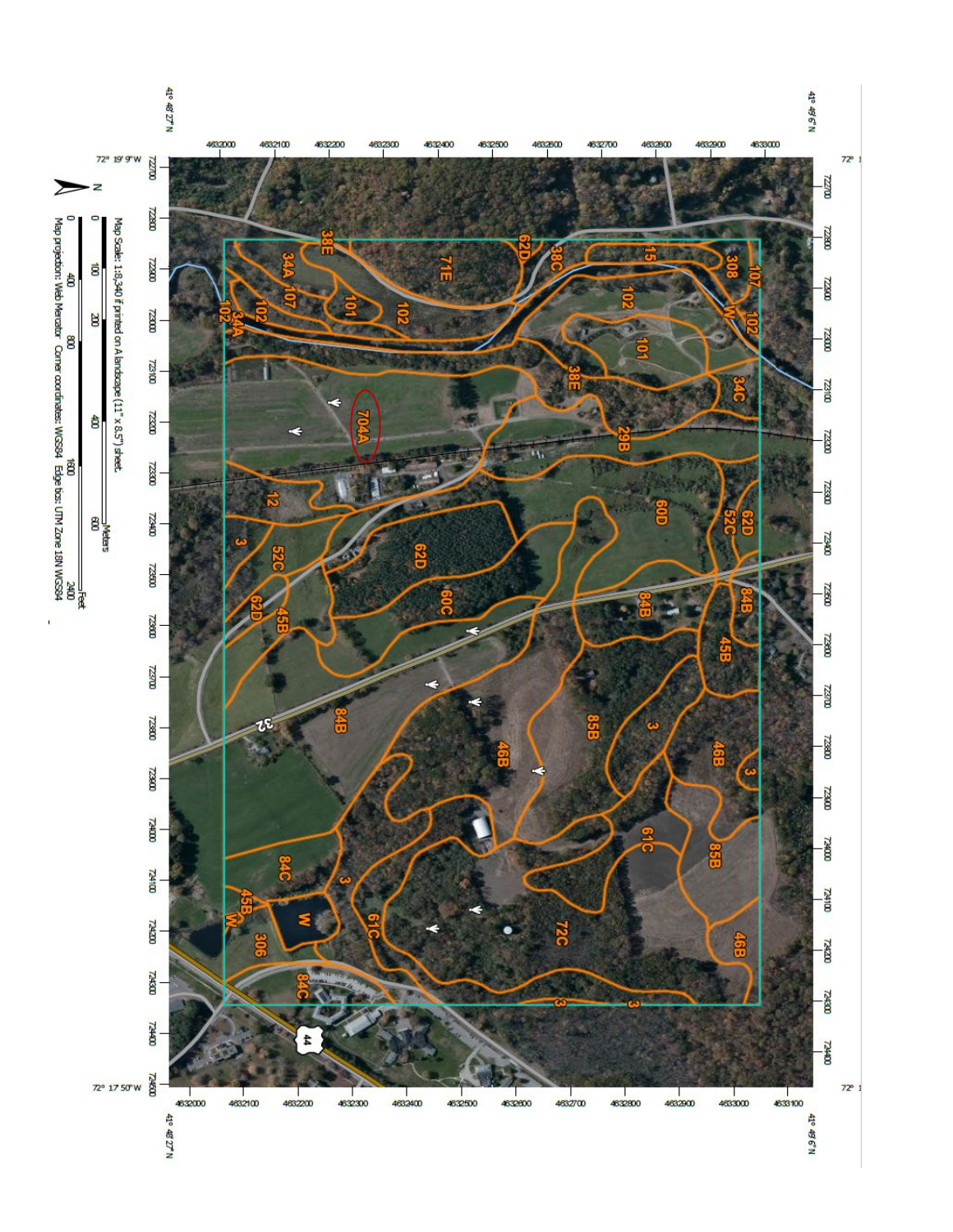Map Scale: 1:8,340 if printed on A landscape (11" x 8.5") sheet.

0 100 200 400 600 Meters

0 400 800 1600 2400 Feet

Map projection: Web Mercator Corner coordinates: WGS84 Edge tics: UTM Zone 18N WGS84

41° 48' 27" N

41° 49' 6" N

72° 19' 9" W

72° 17' 50" W

N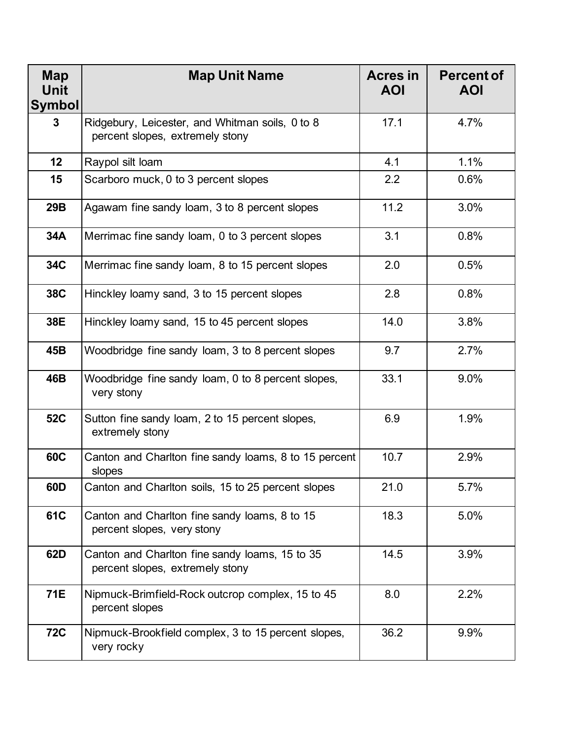| Map Unit Symbol | Map Unit Name | Acres in AOI | Percent of AOI |
|---|---|---|---|
| 3 | Ridgebury, Leicester, and Whitman soils, 0 to 8 percent slopes, extremely stony | 17.1 | 4.7% |
| 12 | Raypol silt loam | 4.1 | 1.1% |
| 15 | Scarboro muck, 0 to 3 percent slopes | 2.2 | 0.6% |
| 29B | Agawam fine sandy loam, 3 to 8 percent slopes | 11.2 | 3.0% |
| 34A | Merrimac fine sandy loam, 0 to 3 percent slopes | 3.1 | 0.8% |
| 34C | Merrimac fine sandy loam, 8 to 15 percent slopes | 2.0 | 0.5% |
| 38C | Hinckley loamy sand, 3 to 15 percent slopes | 2.8 | 0.8% |
| 38E | Hinckley loamy sand, 15 to 45 percent slopes | 14.0 | 3.8% |
| 45B | Woodbridge fine sandy loam, 3 to 8 percent slopes | 9.7 | 2.7% |
| 46B | Woodbridge fine sandy loam, 0 to 8 percent slopes, very stony | 33.1 | 9.0% |
| 52C | Sutton fine sandy loam, 2 to 15 percent slopes, extremely stony | 6.9 | 1.9% |
| 60C | Canton and Charlton fine sandy loams, 8 to 15 percent slopes | 10.7 | 2.9% |
| 60D | Canton and Charlton soils, 15 to 25 percent slopes | 21.0 | 5.7% |
| 61C | Canton and Charlton fine sandy loams, 8 to 15 percent slopes, very stony | 18.3 | 5.0% |
| 62D | Canton and Charlton fine sandy loams, 15 to 35 percent slopes, extremely stony | 14.5 | 3.9% |
| 71E | Nipmuck-Brimfield-Rock outcrop complex, 15 to 45 percent slopes | 8.0 | 2.2% |
| 72C | Nipmuck-Brookfield complex, 3 to 15 percent slopes, very rocky | 36.2 | 9.9% |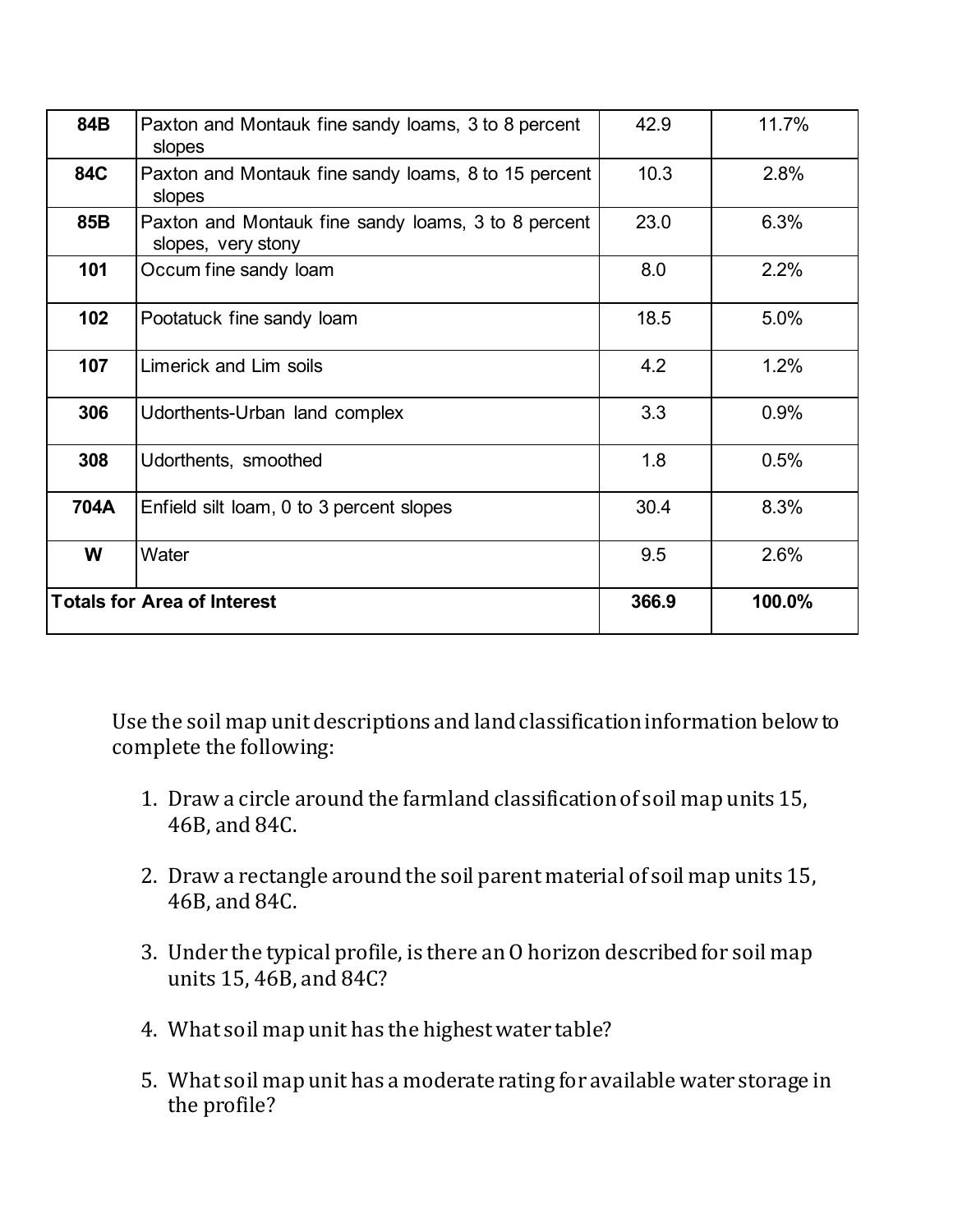| | | | |
|---|---|---|---|
| **84B** | Paxton and Montauk fine sandy loams, 3 to 8 percent slopes | 42.9 | 11.7% |
| **84C** | Paxton and Montauk fine sandy loams, 8 to 15 percent slopes | 10.3 | 2.8% |
| **85B** | Paxton and Montauk fine sandy loams, 3 to 8 percent slopes, very stony | 23.0 | 6.3% |
| **101** | Occum fine sandy loam | 8.0 | 2.2% |
| **102** | Pootatuck fine sandy loam | 18.5 | 5.0% |
| **107** | Limerick and Lim soils | 4.2 | 1.2% |
| **306** | Udorthents-Urban land complex | 3.3 | 0.9% |
| **308** | Udorthents, smoothed | 1.8 | 0.5% |
| **704A** | Enfield silt loam, 0 to 3 percent slopes | 30.4 | 8.3% |
| **W** | Water | 9.5 | 2.6% |
| **Totals for Area of Interest** | | **366.9** | **100.0%** |

Use the soil map unit descriptions and land classification information below to complete the following:

1. Draw a circle around the farmland classification of soil map units 15, 46B, and 84C.

2. Draw a rectangle around the soil parent material of soil map units 15, 46B, and 84C.

3. Under the typical profile, is there an O horizon described for soil map units 15, 46B, and 84C?

4. What soil map unit has the highest water table?

5. What soil map unit has a moderate rating for available water storage in the profile?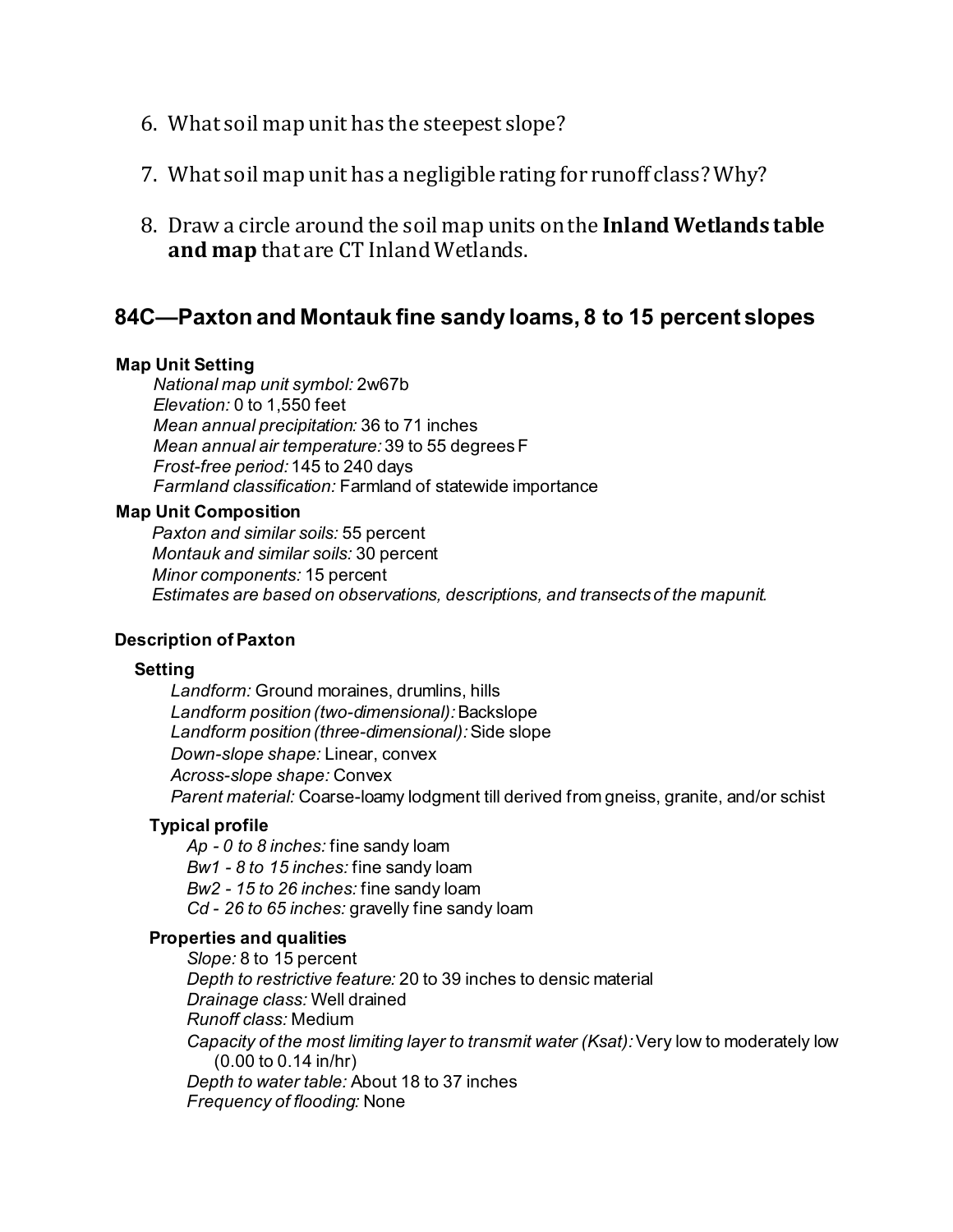6. What soil map unit has the steepest slope?

7. What soil map unit has a negligible rating for runoff class? Why?

8. Draw a circle around the soil map units on the **Inland Wetlands table and map** that are CT Inland Wetlands.

## 84C—Paxton and Montauk fine sandy loams, 8 to 15 percent slopes

**Map Unit Setting**

*National map unit symbol:* 2w67b
*Elevation:* 0 to 1,550 feet
*Mean annual precipitation:* 36 to 71 inches
*Mean annual air temperature:* 39 to 55 degrees F
*Frost-free period:* 145 to 240 days
*Farmland classification:* Farmland of statewide importance

**Map Unit Composition**

*Paxton and similar soils:* 55 percent
*Montauk and similar soils:* 30 percent
*Minor components:* 15 percent
*Estimates are based on observations, descriptions, and transects of the mapunit.*

**Description of Paxton**

**Setting**

*Landform:* Ground moraines, drumlins, hills
*Landform position (two-dimensional):* Backslope
*Landform position (three-dimensional):* Side slope
*Down-slope shape:* Linear, convex
*Across-slope shape:* Convex
*Parent material:* Coarse-loamy lodgment till derived from gneiss, granite, and/or schist

**Typical profile**

*Ap - 0 to 8 inches:* fine sandy loam
*Bw1 - 8 to 15 inches:* fine sandy loam
*Bw2 - 15 to 26 inches:* fine sandy loam
*Cd - 26 to 65 inches:* gravelly fine sandy loam

**Properties and qualities**

*Slope:* 8 to 15 percent
*Depth to restrictive feature:* 20 to 39 inches to densic material
*Drainage class:* Well drained
*Runoff class:* Medium
*Capacity of the most limiting layer to transmit water (Ksat):* Very low to moderately low (0.00 to 0.14 in/hr)
*Depth to water table:* About 18 to 37 inches
*Frequency of flooding:* None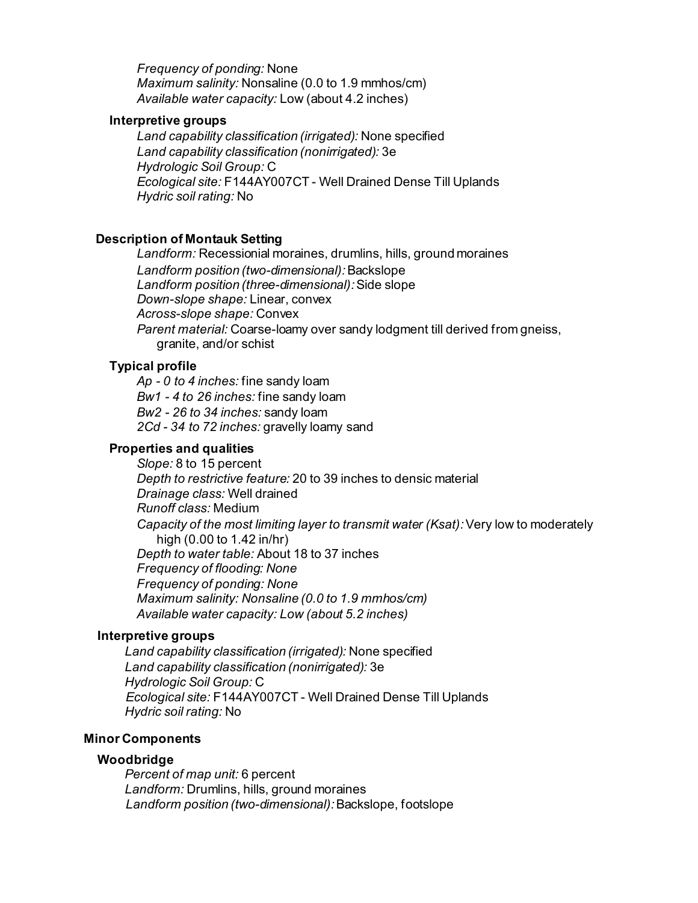*Frequency of ponding:* None
*Maximum salinity:* Nonsaline (0.0 to 1.9 mmhos/cm)
*Available water capacity:* Low (about 4.2 inches)

#### Interpretive groups

*Land capability classification (irrigated):* None specified
*Land capability classification (nonirrigated):* 3e
*Hydrologic Soil Group:* C
*Ecological site:* F144AY007CT - Well Drained Dense Till Uplands
*Hydric soil rating:* No

### Description of Montauk Setting

*Landform:* Recessionial moraines, drumlins, hills, ground moraines
*Landform position (two-dimensional):* Backslope
*Landform position (three-dimensional):* Side slope
*Down-slope shape:* Linear, convex
*Across-slope shape:* Convex
*Parent material:* Coarse-loamy over sandy lodgment till derived from gneiss, granite, and/or schist

#### Typical profile

*Ap - 0 to 4 inches:* fine sandy loam
*Bw1 - 4 to 26 inches:* fine sandy loam
*Bw2 - 26 to 34 inches:* sandy loam
*2Cd - 34 to 72 inches:* gravelly loamy sand

#### Properties and qualities

*Slope:* 8 to 15 percent
*Depth to restrictive feature:* 20 to 39 inches to densic material
*Drainage class:* Well drained
*Runoff class:* Medium
*Capacity of the most limiting layer to transmit water (Ksat):* Very low to moderately high (0.00 to 1.42 in/hr)
*Depth to water table:* About 18 to 37 inches
*Frequency of flooding: None*
*Frequency of ponding: None*
*Maximum salinity: Nonsaline (0.0 to 1.9 mmhos/cm)*
*Available water capacity: Low (about 5.2 inches)*

#### Interpretive groups

*Land capability classification (irrigated):* None specified
*Land capability classification (nonirrigated):* 3e
*Hydrologic Soil Group:* C
*Ecological site:* F144AY007CT - Well Drained Dense Till Uplands
*Hydric soil rating:* No

### Minor Components

#### Woodbridge

*Percent of map unit:* 6 percent
*Landform:* Drumlins, hills, ground moraines
*Landform position (two-dimensional):* Backslope, footslope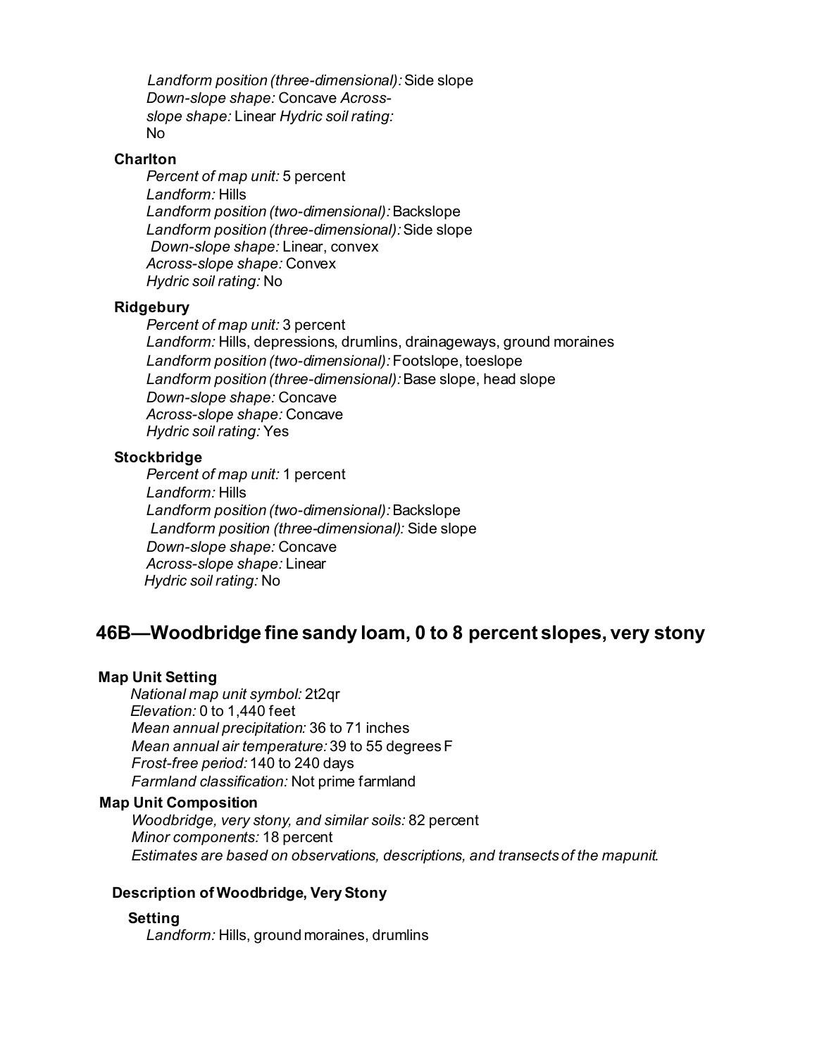*Landform position (three-dimensional):* Side slope
*Down-slope shape:* Concave
*Across-slope shape:* Linear
*Hydric soil rating:* No

**Charlton**

*Percent of map unit:* 5 percent
*Landform:* Hills
*Landform position (two-dimensional):* Backslope
*Landform position (three-dimensional):* Side slope
*Down-slope shape:* Linear, convex
*Across-slope shape:* Convex
*Hydric soil rating:* No

**Ridgebury**

*Percent of map unit:* 3 percent
*Landform:* Hills, depressions, drumlins, drainageways, ground moraines
*Landform position (two-dimensional):* Footslope, toeslope
*Landform position (three-dimensional):* Base slope, head slope
*Down-slope shape:* Concave
*Across-slope shape:* Concave
*Hydric soil rating:* Yes

**Stockbridge**

*Percent of map unit:* 1 percent
*Landform:* Hills
*Landform position (two-dimensional):* Backslope
*Landform position (three-dimensional):* Side slope
*Down-slope shape:* Concave
*Across-slope shape:* Linear
*Hydric soil rating:* No

## 46B—Woodbridge fine sandy loam, 0 to 8 percent slopes, very stony

**Map Unit Setting**

*National map unit symbol:* 2t2qr
*Elevation:* 0 to 1,440 feet
*Mean annual precipitation:* 36 to 71 inches
*Mean annual air temperature:* 39 to 55 degrees F
*Frost-free period:* 140 to 240 days
*Farmland classification:* Not prime farmland

**Map Unit Composition**

*Woodbridge, very stony, and similar soils:* 82 percent
*Minor components:* 18 percent
*Estimates are based on observations, descriptions, and transects of the mapunit.*

### Description of Woodbridge, Very Stony

**Setting**

*Landform:* Hills, ground moraines, drumlins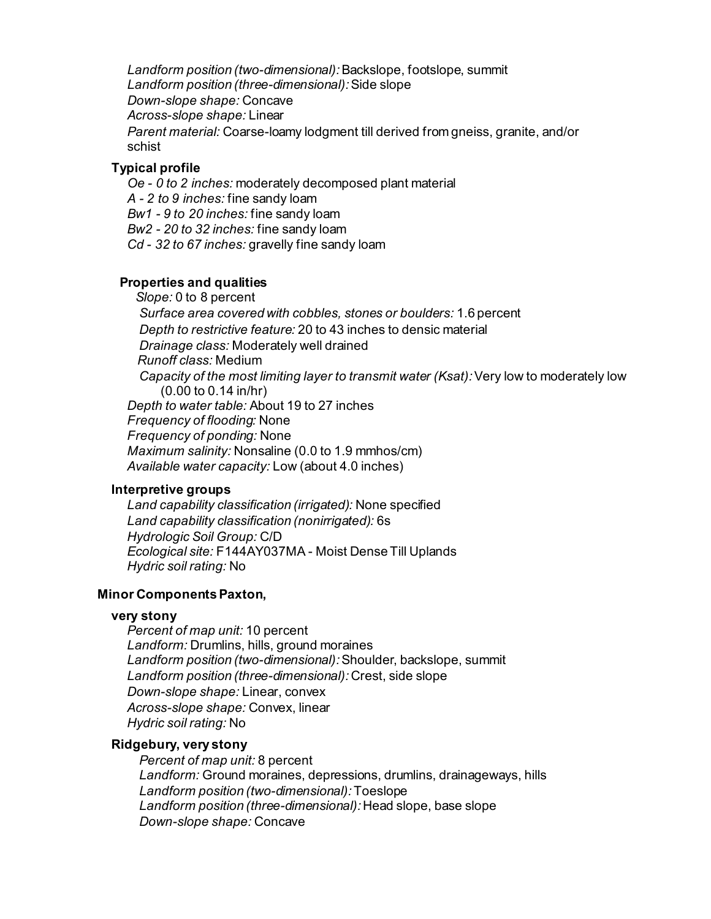*Landform position (two-dimensional):* Backslope, footslope, summit
*Landform position (three-dimensional):* Side slope
*Down-slope shape:* Concave
*Across-slope shape:* Linear
*Parent material:* Coarse-loamy lodgment till derived from gneiss, granite, and/or schist

### Typical profile

*Oe - 0 to 2 inches:* moderately decomposed plant material
*A - 2 to 9 inches:* fine sandy loam
*Bw1 - 9 to 20 inches:* fine sandy loam
*Bw2 - 20 to 32 inches:* fine sandy loam
*Cd - 32 to 67 inches:* gravelly fine sandy loam

### Properties and qualities

*Slope:* 0 to 8 percent
*Surface area covered with cobbles, stones or boulders:* 1.6 percent
*Depth to restrictive feature:* 20 to 43 inches to densic material
*Drainage class:* Moderately well drained
*Runoff class:* Medium
*Capacity of the most limiting layer to transmit water (Ksat):* Very low to moderately low (0.00 to 0.14 in/hr)
*Depth to water table:* About 19 to 27 inches
*Frequency of flooding:* None
*Frequency of ponding:* None
*Maximum salinity:* Nonsaline (0.0 to 1.9 mmhos/cm)
*Available water capacity:* Low (about 4.0 inches)

### Interpretive groups

*Land capability classification (irrigated):* None specified
*Land capability classification (nonirrigated):* 6s
*Hydrologic Soil Group:* C/D
*Ecological site:* F144AY037MA - Moist Dense Till Uplands
*Hydric soil rating:* No

## Minor Components

### Paxton, very stony

*Percent of map unit:* 10 percent
*Landform:* Drumlins, hills, ground moraines
*Landform position (two-dimensional):* Shoulder, backslope, summit
*Landform position (three-dimensional):* Crest, side slope
*Down-slope shape:* Linear, convex
*Across-slope shape:* Convex, linear
*Hydric soil rating:* No

### Ridgebury, very stony

*Percent of map unit:* 8 percent
*Landform:* Ground moraines, depressions, drumlins, drainageways, hills
*Landform position (two-dimensional):* Toeslope
*Landform position (three-dimensional):* Head slope, base slope
*Down-slope shape:* Concave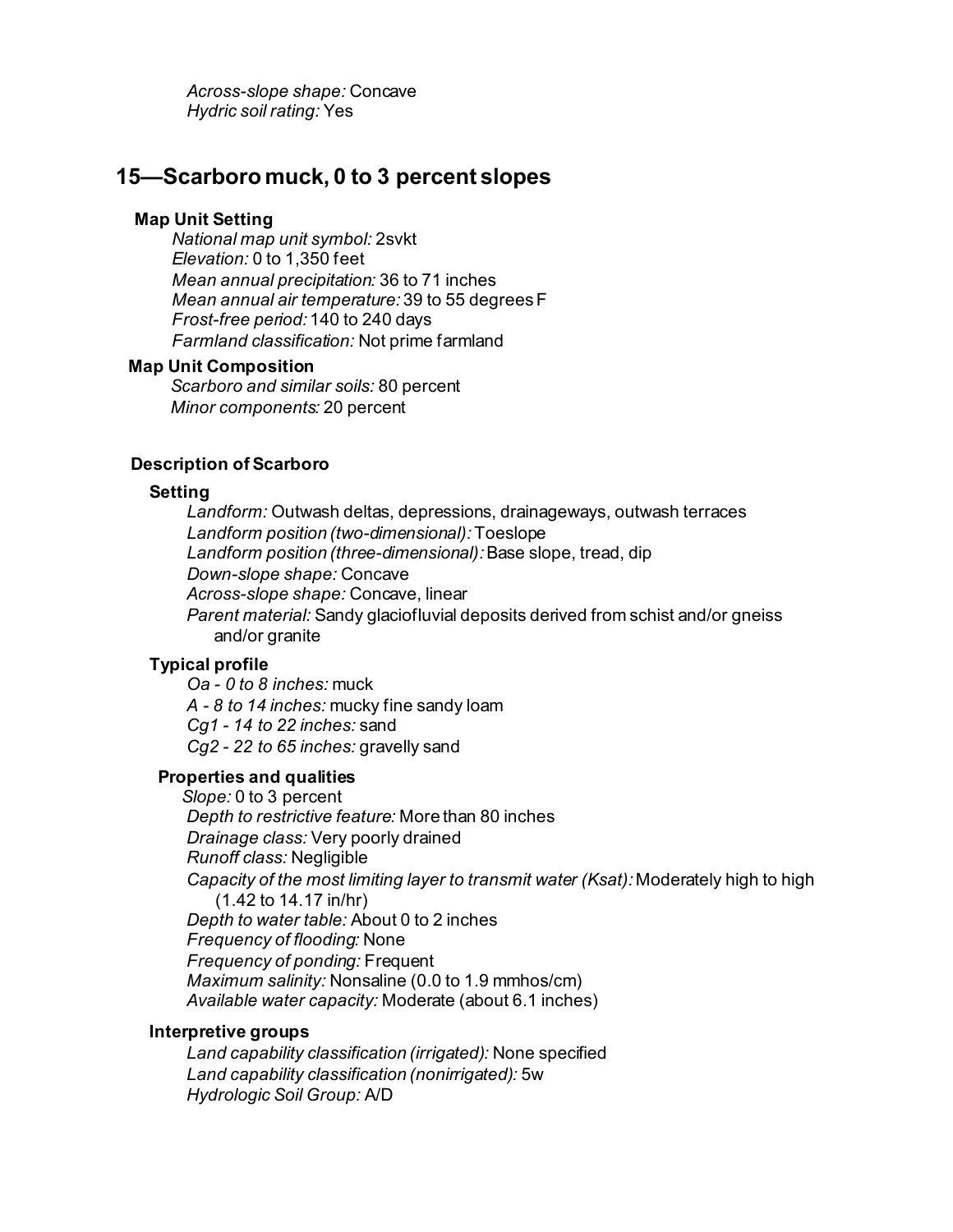*Across-slope shape:* Concave
*Hydric soil rating:* Yes

## 15—Scarboro muck, 0 to 3 percent slopes

### Map Unit Setting

*National map unit symbol:* 2svkt
*Elevation:* 0 to 1,350 feet
*Mean annual precipitation:* 36 to 71 inches
*Mean annual air temperature:* 39 to 55 degrees F
*Frost-free period:* 140 to 240 days
*Farmland classification:* Not prime farmland

### Map Unit Composition

*Scarboro and similar soils:* 80 percent
*Minor components:* 20 percent

### Description of Scarboro

#### Setting

*Landform:* Outwash deltas, depressions, drainageways, outwash terraces
*Landform position (two-dimensional):* Toeslope
*Landform position (three-dimensional):* Base slope, tread, dip
*Down-slope shape:* Concave
*Across-slope shape:* Concave, linear
*Parent material:* Sandy glaciofluvial deposits derived from schist and/or gneiss and/or granite

#### Typical profile

*Oa - 0 to 8 inches:* muck
*A - 8 to 14 inches:* mucky fine sandy loam
*Cg1 - 14 to 22 inches:* sand
*Cg2 - 22 to 65 inches:* gravelly sand

#### Properties and qualities

*Slope:* 0 to 3 percent
*Depth to restrictive feature:* More than 80 inches
*Drainage class:* Very poorly drained
*Runoff class:* Negligible
*Capacity of the most limiting layer to transmit water (Ksat):* Moderately high to high (1.42 to 14.17 in/hr)
*Depth to water table:* About 0 to 2 inches
*Frequency of flooding:* None
*Frequency of ponding:* Frequent
*Maximum salinity:* Nonsaline (0.0 to 1.9 mmhos/cm)
*Available water capacity:* Moderate (about 6.1 inches)

#### Interpretive groups

*Land capability classification (irrigated):* None specified
*Land capability classification (nonirrigated):* 5w
*Hydrologic Soil Group:* A/D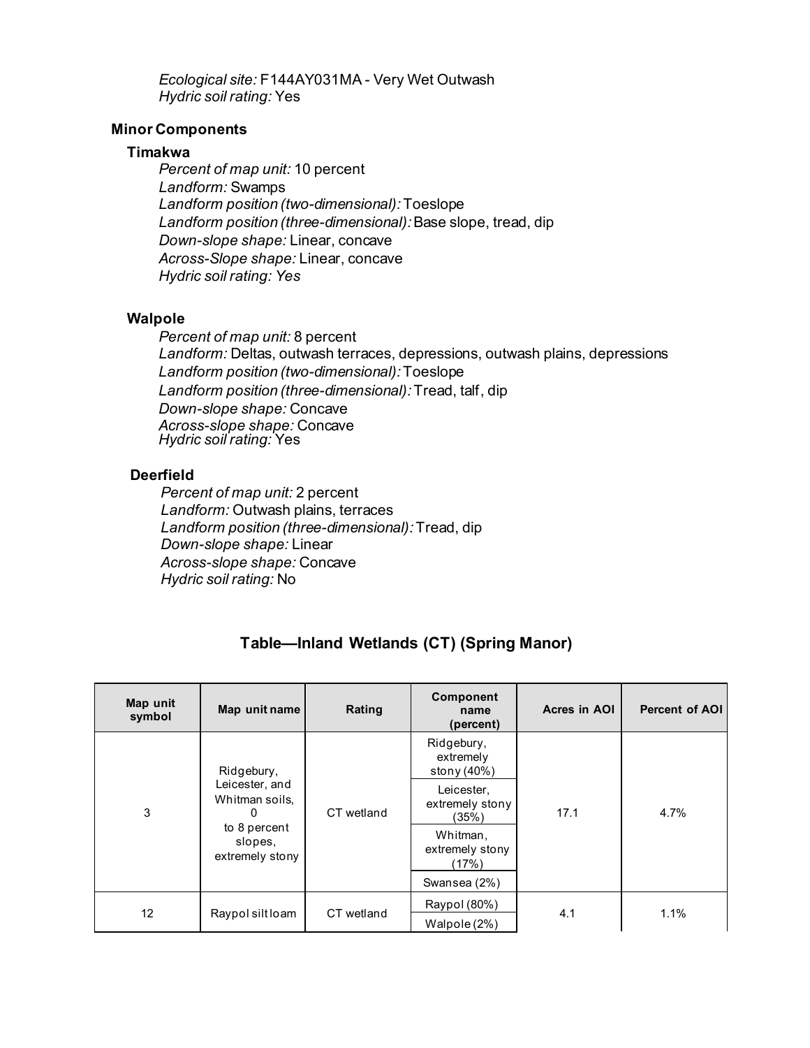*Ecological site:* F144AY031MA - Very Wet Outwash
*Hydric soil rating:* Yes

### Minor Components

#### Timakwa

*Percent of map unit:* 10 percent
*Landform:* Swamps
*Landform position (two-dimensional):* Toeslope
*Landform position (three-dimensional):* Base slope, tread, dip
*Down-slope shape:* Linear, concave
*Across-Slope shape:* Linear, concave
*Hydric soil rating: Yes*

#### Walpole

*Percent of map unit:* 8 percent
*Landform:* Deltas, outwash terraces, depressions, outwash plains, depressions
*Landform position (two-dimensional):* Toeslope
*Landform position (three-dimensional):* Tread, talf, dip
*Down-slope shape:* Concave
*Across-slope shape:* Concave
*Hydric soil rating:* Yes

#### Deerfield

*Percent of map unit:* 2 percent
*Landform:* Outwash plains, terraces
*Landform position (three-dimensional):* Tread, dip
*Down-slope shape:* Linear
*Across-slope shape:* Concave
*Hydric soil rating:* No

## Table—Inland Wetlands (CT) (Spring Manor)

| Map unit symbol | Map unit name | Rating | Component name (percent) | Acres in AOI | Percent of AOI |
|---|---|---|---|---|---|
| 3 | Ridgebury, Leicester, and Whitman soils, 0 to 8 percent slopes, extremely stony | CT wetland | Ridgebury, extremely stony (40%) | 17.1 | 4.7% |
| | | | Leicester, extremely stony (35%) | | |
| | | | Whitman, extremely stony (17%) | | |
| | | | Swansea (2%) | | |
| 12 | Raypol silt loam | CT wetland | Raypol (80%) | 4.1 | 1.1% |
| | | | Walpole (2%) | | |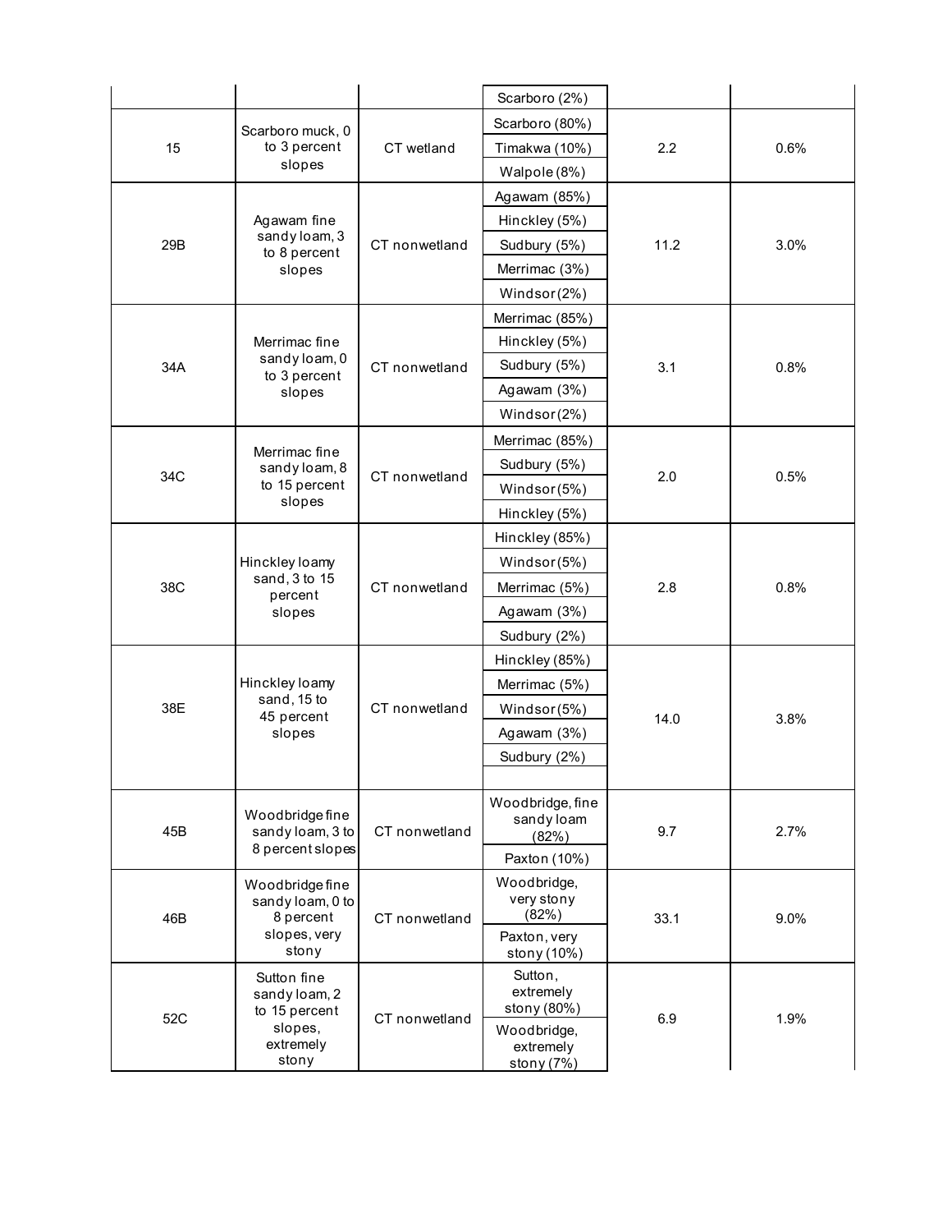| | | | | | |
|---|---|---|---|---|---|
| | | | Scarboro (2%) | | |
| 15 | Scarboro muck, 0 to 3 percent slopes | CT wetland | Scarboro (80%)<br>Timakwa (10%)<br>Walpole (8%) | 2.2 | 0.6% |
| 29B | Agawam fine sandy loam, 3 to 8 percent slopes | CT nonwetland | Agawam (85%)<br>Hinckley (5%)<br>Sudbury (5%)<br>Merrimac (3%)<br>Windsor (2%) | 11.2 | 3.0% |
| 34A | Merrimac fine sandy loam, 0 to 3 percent slopes | CT nonwetland | Merrimac (85%)<br>Hinckley (5%)<br>Sudbury (5%)<br>Agawam (3%)<br>Windsor (2%) | 3.1 | 0.8% |
| 34C | Merrimac fine sandy loam, 8 to 15 percent slopes | CT nonwetland | Merrimac (85%)<br>Sudbury (5%)<br>Windsor (5%)<br>Hinckley (5%) | 2.0 | 0.5% |
| 38C | Hinckley loamy sand, 3 to 15 percent slopes | CT nonwetland | Hinckley (85%)<br>Windsor (5%)<br>Merrimac (5%)<br>Agawam (3%)<br>Sudbury (2%) | 2.8 | 0.8% |
| 38E | Hinckley loamy sand, 15 to 45 percent slopes | CT nonwetland | Hinckley (85%)<br>Merrimac (5%)<br>Windsor (5%)<br>Agawam (3%)<br>Sudbury (2%) | 14.0 | 3.8% |
| 45B | Woodbridge fine sandy loam, 3 to 8 percent slopes | CT nonwetland | Woodbridge, fine sandy loam (82%)<br>Paxton (10%) | 9.7 | 2.7% |
| 46B | Woodbridge fine sandy loam, 0 to 8 percent slopes, very stony | CT nonwetland | Woodbridge, very stony (82%)<br>Paxton, very stony (10%) | 33.1 | 9.0% |
| 52C | Sutton fine sandy loam, 2 to 15 percent slopes, extremely stony | CT nonwetland | Sutton, extremely stony (80%)<br>Woodbridge, extremely stony (7%) | 6.9 | 1.9% |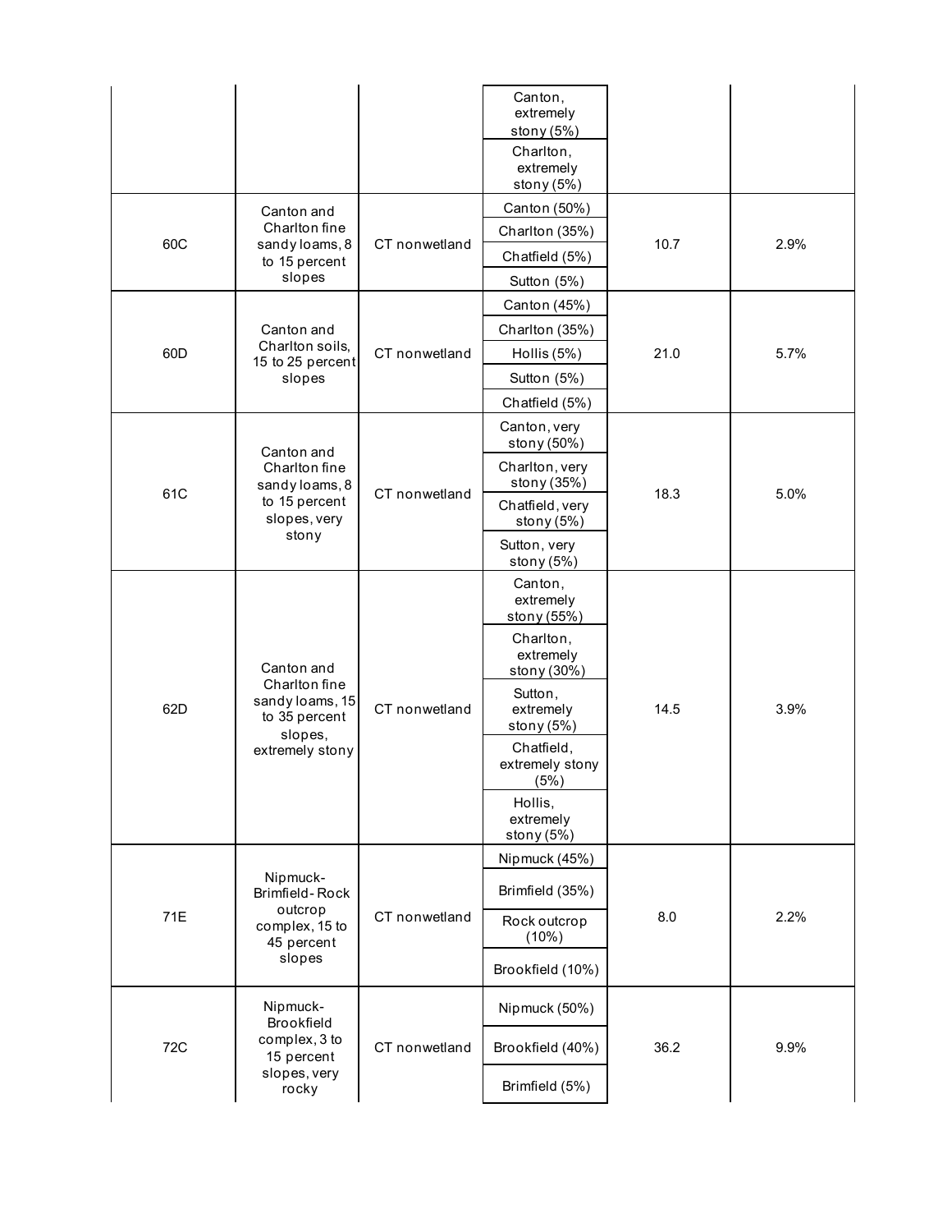| | | | | | |
|---|---|---|---|---|---|
| | | | Canton, extremely stony (5%) | | |
| | | | Charlton, extremely stony (5%) | | |
| 60C | Canton and Charlton fine sandy loams, 8 to 15 percent slopes | CT nonwetland | Canton (50%) | 10.7 | 2.9% |
| | | | Charlton (35%) | | |
| | | | Chatfield (5%) | | |
| | | | Sutton (5%) | | |
| 60D | Canton and Charlton soils, 15 to 25 percent slopes | CT nonwetland | Canton (45%) | 21.0 | 5.7% |
| | | | Charlton (35%) | | |
| | | | Hollis (5%) | | |
| | | | Sutton (5%) | | |
| | | | Chatfield (5%) | | |
| 61C | Canton and Charlton fine sandy loams, 8 to 15 percent slopes, very stony | CT nonwetland | Canton, very stony (50%) | 18.3 | 5.0% |
| | | | Charlton, very stony (35%) | | |
| | | | Chatfield, very stony (5%) | | |
| | | | Sutton, very stony (5%) | | |
| 62D | Canton and Charlton fine sandy loams, 15 to 35 percent slopes, extremely stony | CT nonwetland | Canton, extremely stony (55%) | 14.5 | 3.9% |
| | | | Charlton, extremely stony (30%) | | |
| | | | Sutton, extremely stony (5%) | | |
| | | | Chatfield, extremely stony (5%) | | |
| | | | Hollis, extremely stony (5%) | | |
| 71E | Nipmuck-Brimfield-Rock outcrop complex, 15 to 45 percent slopes | CT nonwetland | Nipmuck (45%) | 8.0 | 2.2% |
| | | | Brimfield (35%) | | |
| | | | Rock outcrop (10%) | | |
| | | | Brookfield (10%) | | |
| 72C | Nipmuck-Brookfield complex, 3 to 15 percent slopes, very rocky | CT nonwetland | Nipmuck (50%) | 36.2 | 9.9% |
| | | | Brookfield (40%) | | |
| | | | Brimfield (5%) | | |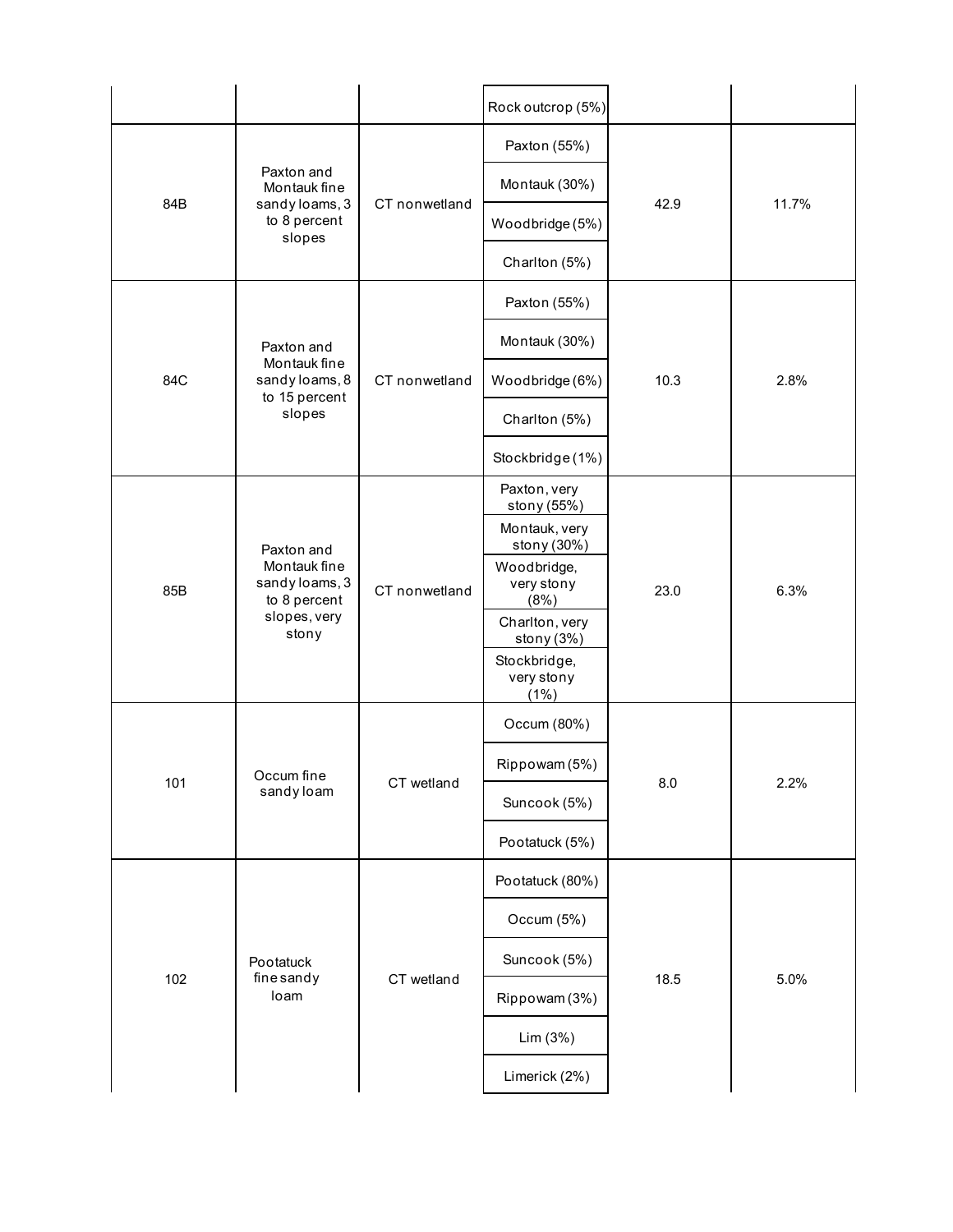| | | | | | |
|---|---|---|---|---|---|
| | | | Rock outcrop (5%) | | |
| 84B | Paxton and Montauk fine sandy loams, 3 to 8 percent slopes | CT nonwetland | Paxton (55%) | 42.9 | 11.7% |
| | | | Montauk (30%) | | |
| | | | Woodbridge (5%) | | |
| | | | Charlton (5%) | | |
| 84C | Paxton and Montauk fine sandy loams, 8 to 15 percent slopes | CT nonwetland | Paxton (55%) | 10.3 | 2.8% |
| | | | Montauk (30%) | | |
| | | | Woodbridge (6%) | | |
| | | | Charlton (5%) | | |
| | | | Stockbridge (1%) | | |
| 85B | Paxton and Montauk fine sandy loams, 3 to 8 percent slopes, very stony | CT nonwetland | Paxton, very stony (55%) | 23.0 | 6.3% |
| | | | Montauk, very stony (30%) | | |
| | | | Woodbridge, very stony (8%) | | |
| | | | Charlton, very stony (3%) | | |
| | | | Stockbridge, very stony (1%) | | |
| 101 | Occum fine sandy loam | CT wetland | Occum (80%) | 8.0 | 2.2% |
| | | | Rippowam (5%) | | |
| | | | Suncook (5%) | | |
| | | | Pootatuck (5%) | | |
| 102 | Pootatuck fine sandy loam | CT wetland | Pootatuck (80%) | 18.5 | 5.0% |
| | | | Occum (5%) | | |
| | | | Suncook (5%) | | |
| | | | Rippowam (3%) | | |
| | | | Lim (3%) | | |
| | | | Limerick (2%) | | |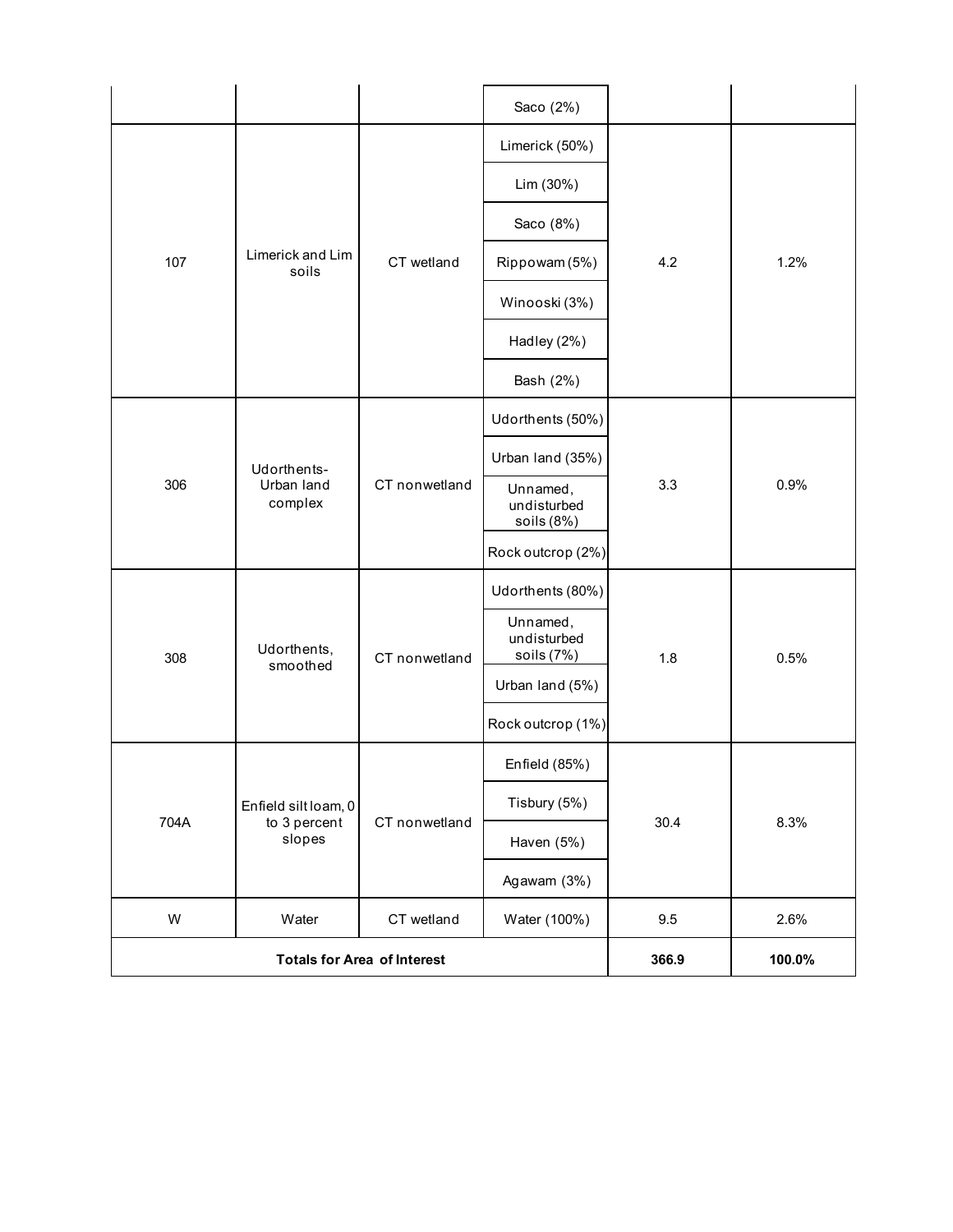| | | | | | |
|---|---|---|---|---|---|
| | | | Saco (2%) | | |
| 107 | Limerick and Lim soils | CT wetland | Limerick (50%) | 4.2 | 1.2% |
| | | | Lim (30%) | | |
| | | | Saco (8%) | | |
| | | | Rippowam (5%) | | |
| | | | Winooski (3%) | | |
| | | | Hadley (2%) | | |
| | | | Bash (2%) | | |
| 306 | Udorthents-Urban land complex | CT nonwetland | Udorthents (50%) | 3.3 | 0.9% |
| | | | Urban land (35%) | | |
| | | | Unnamed, undisturbed soils (8%) | | |
| | | | Rock outcrop (2%) | | |
| 308 | Udorthents, smoothed | CT nonwetland | Udorthents (80%) | 1.8 | 0.5% |
| | | | Unnamed, undisturbed soils (7%) | | |
| | | | Urban land (5%) | | |
| | | | Rock outcrop (1%) | | |
| 704A | Enfield silt loam, 0 to 3 percent slopes | CT nonwetland | Enfield (85%) | 30.4 | 8.3% |
| | | | Tisbury (5%) | | |
| | | | Haven (5%) | | |
| | | | Agawam (3%) | | |
| W | Water | CT wetland | Water (100%) | 9.5 | 2.6% |
| **Totals for Area of Interest** | | | | **366.9** | **100.0%** |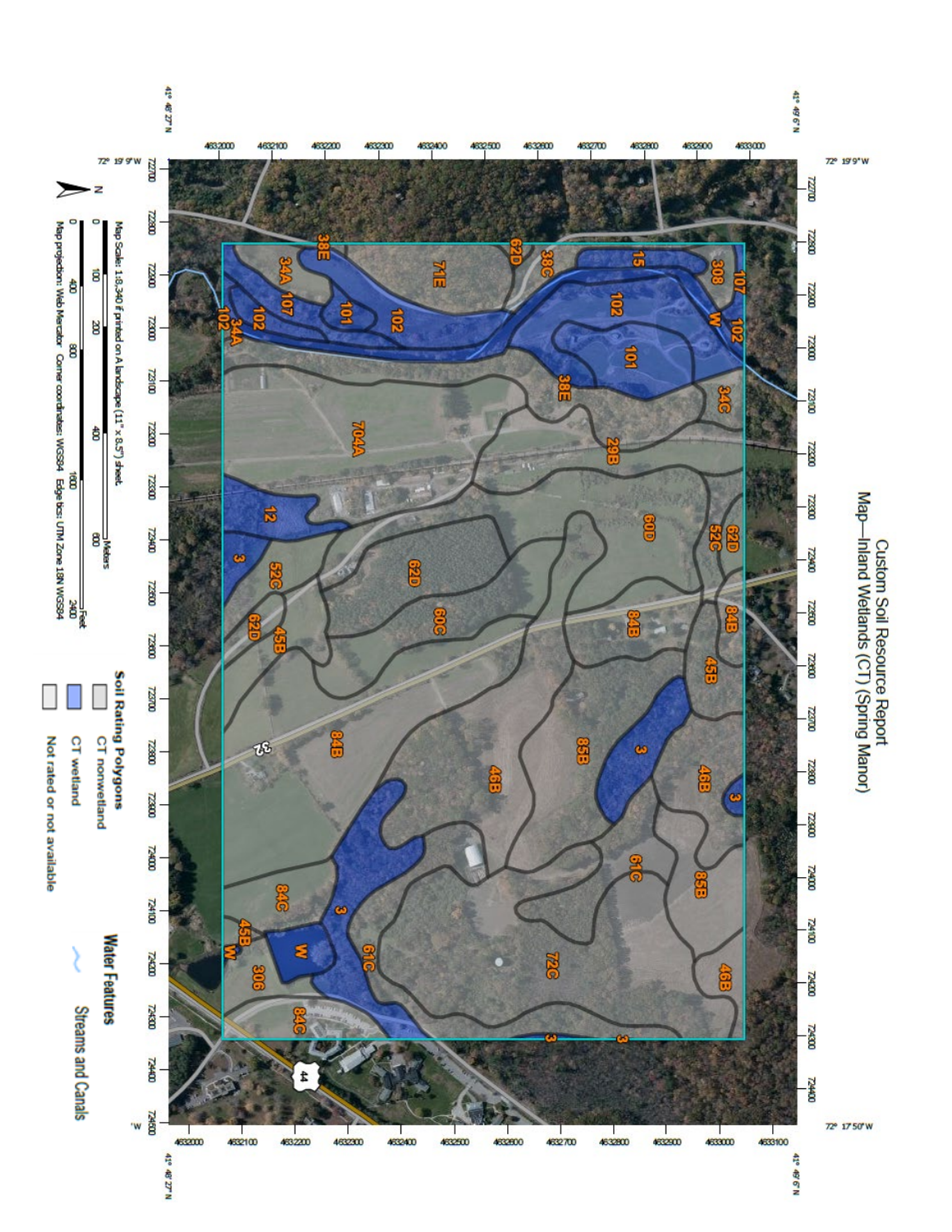# Custom Soil Resource Report
## Map—Inland Wetlands (CT) (Spring Manor)

41° 49' 6" N
72° 19' 9" W
72° 17' 50" W
41° 48' 27" N

Map Scale: 1:8,340 if printed on A landscape (11" x 8.5") sheet.

0 100 200 400 600 Meters

0 400 800 1600 2400 Feet

Map projection: Web Mercator Corner coordinates: WGS84 Edge tics: UTM Zone 18N WGS84

**Soil Rating Polygons**

- CT nonwetland
- CT wetland
- Not rated or not available

**Water Features**

- Streams and Canals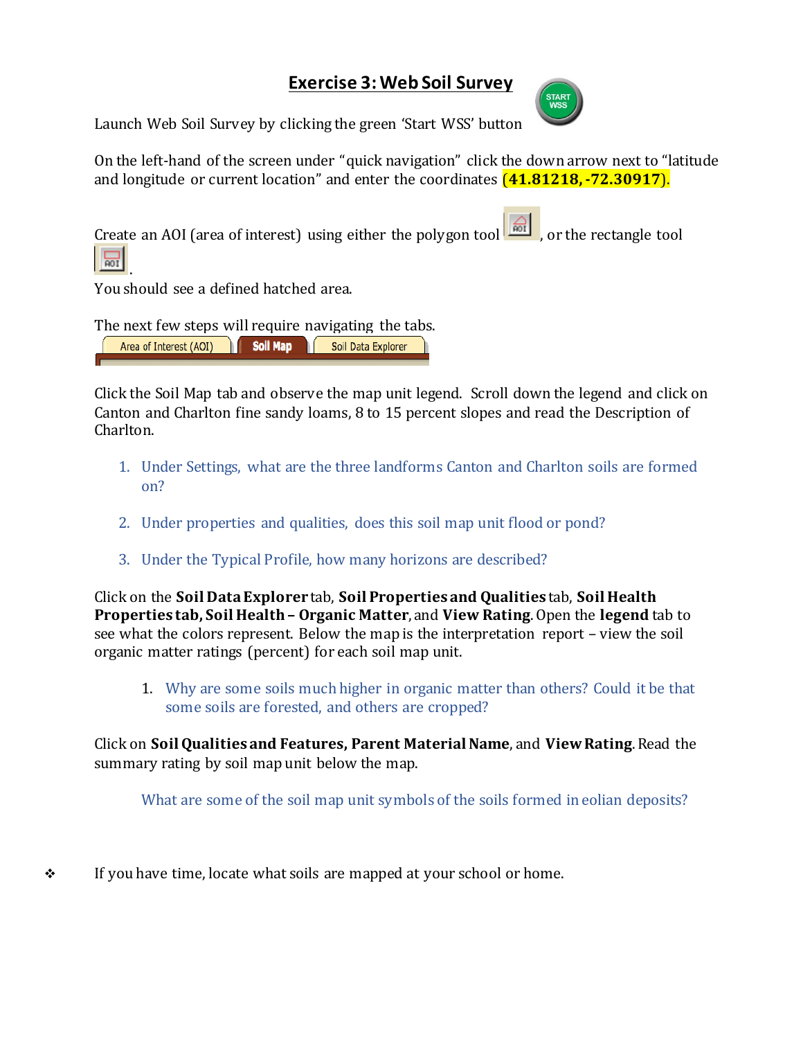# Exercise 3: Web Soil Survey

Launch Web Soil Survey by clicking the green 'Start WSS' button

On the left-hand of the screen under "quick navigation" click the down arrow next to "latitude and longitude or current location" and enter the coordinates **(41.81218, -72.30917)**.

Create an AOI (area of interest) using either the polygon tool, or the rectangle tool.

You should see a defined hatched area.

The next few steps will require navigating the tabs.

Area of Interest (AOI) | Soil Map | Soil Data Explorer

Click the Soil Map tab and observe the map unit legend. Scroll down the legend and click on Canton and Charlton fine sandy loams, 8 to 15 percent slopes and read the Description of Charlton.

1. Under Settings, what are the three landforms Canton and Charlton soils are formed on?
2. Under properties and qualities, does this soil map unit flood or pond?
3. Under the Typical Profile, how many horizons are described?

Click on the **Soil Data Explorer** tab, **Soil Properties and Qualities** tab, **Soil Health Properties tab, Soil Health – Organic Matter**, and **View Rating**. Open the **legend** tab to see what the colors represent. Below the map is the interpretation report – view the soil organic matter ratings (percent) for each soil map unit.

1. Why are some soils much higher in organic matter than others? Could it be that some soils are forested, and others are cropped?

Click on **Soil Qualities and Features, Parent Material Name**, and **View Rating**. Read the summary rating by soil map unit below the map.

What are some of the soil map unit symbols of the soils formed in eolian deposits?

❖ If you have time, locate what soils are mapped at your school or home.